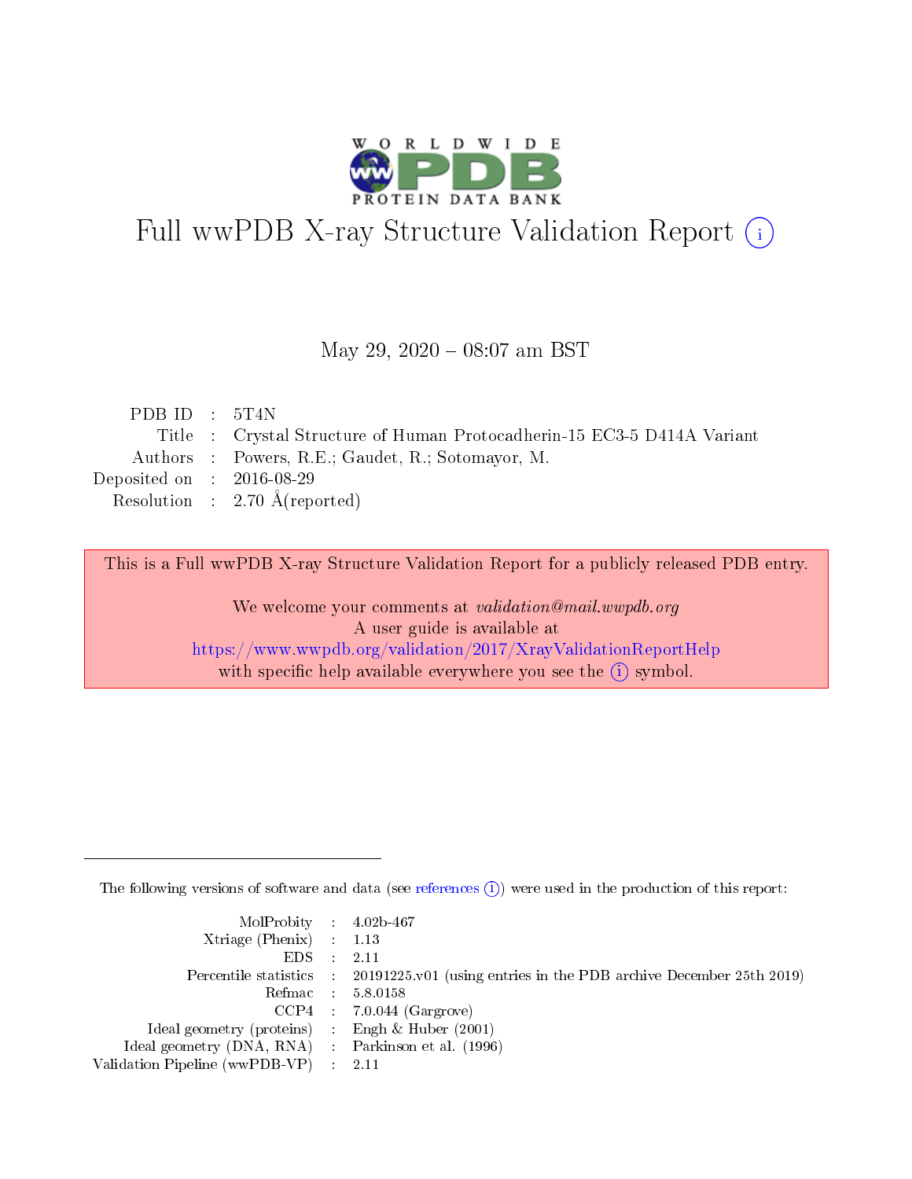# Full wwPDB X-ray Structure Validation Report (i)

May 29, 2020 – 08:07 am BST

| | | |
|---|---|---|
| PDB ID | : | 5T4N |
| Title | : | Crystal Structure of Human Protocadherin-15 EC3-5 D414A Variant |
| Authors | : | Powers, R.E.; Gaudet, R.; Sotomayor, M. |
| Deposited on | : | 2016-08-29 |
| Resolution | : | 2.70 Å(reported) |

This is a Full wwPDB X-ray Structure Validation Report for a publicly released PDB entry.

We welcome your comments at *validation@mail.wwpdb.org*
A user guide is available at
https://www.wwpdb.org/validation/2017/XrayValidationReportHelp
with specific help available everywhere you see the (i) symbol.

The following versions of software and data (see references (i)) were used in the production of this report:

| | | |
|---|---|---|
| MolProbity | : | 4.02b-467 |
| Xtriage (Phenix) | : | 1.13 |
| EDS | : | 2.11 |
| Percentile statistics | : | 20191225.v01 (using entries in the PDB archive December 25th 2019) |
| Refmac | : | 5.8.0158 |
| CCP4 | : | 7.0.044 (Gargrove) |
| Ideal geometry (proteins) | : | Engh & Huber (2001) |
| Ideal geometry (DNA, RNA) | : | Parkinson et al. (1996) |
| Validation Pipeline (wwPDB-VP) | : | 2.11 |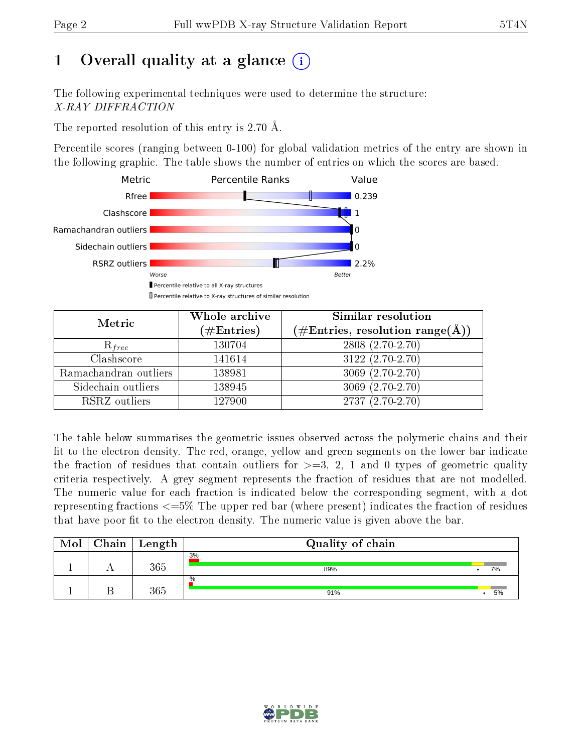# 1 Overall quality at a glance (i)

The following experimental techniques were used to determine the structure:
*X-RAY DIFFRACTION*

The reported resolution of this entry is 2.70 Å.

Percentile scores (ranging between 0-100) for global validation metrics of the entry are shown in the following graphic. The table shows the number of entries on which the scores are based.

| Metric | Value |
|---|---|
| Rfree | 0.239 |
| Clashscore | 1 |
| Ramachandran outliers | 0 |
| Sidechain outliers | 0 |
| RSRZ outliers | 2.2% |

Worse — Better

▮ Percentile relative to all X-ray structures
▯ Percentile relative to X-ray structures of similar resolution

| Metric | Whole archive (#Entries) | Similar resolution (#Entries, resolution range(Å)) |
|---|---|---|
| $R_{free}$ | 130704 | 2808 (2.70-2.70) |
| Clashscore | 141614 | 3122 (2.70-2.70) |
| Ramachandran outliers | 138981 | 3069 (2.70-2.70) |
| Sidechain outliers | 138945 | 3069 (2.70-2.70) |
| RSRZ outliers | 127900 | 2737 (2.70-2.70) |

The table below summarises the geometric issues observed across the polymeric chains and their fit to the electron density. The red, orange, yellow and green segments on the lower bar indicate the fraction of residues that contain outliers for >=3, 2, 1 and 0 types of geometric quality criteria respectively. A grey segment represents the fraction of residues that are not modelled. The numeric value for each fraction is indicated below the corresponding segment, with a dot representing fractions <=5% The upper red bar (where present) indicates the fraction of residues that have poor fit to the electron density. The numeric value is given above the bar.

| Mol | Chain | Length | Quality of chain |
|---|---|---|---|
| 1 | A | 365 | 3%; 89%; •; 7% |
| 1 | B | 365 | %; 91%; •; 5% |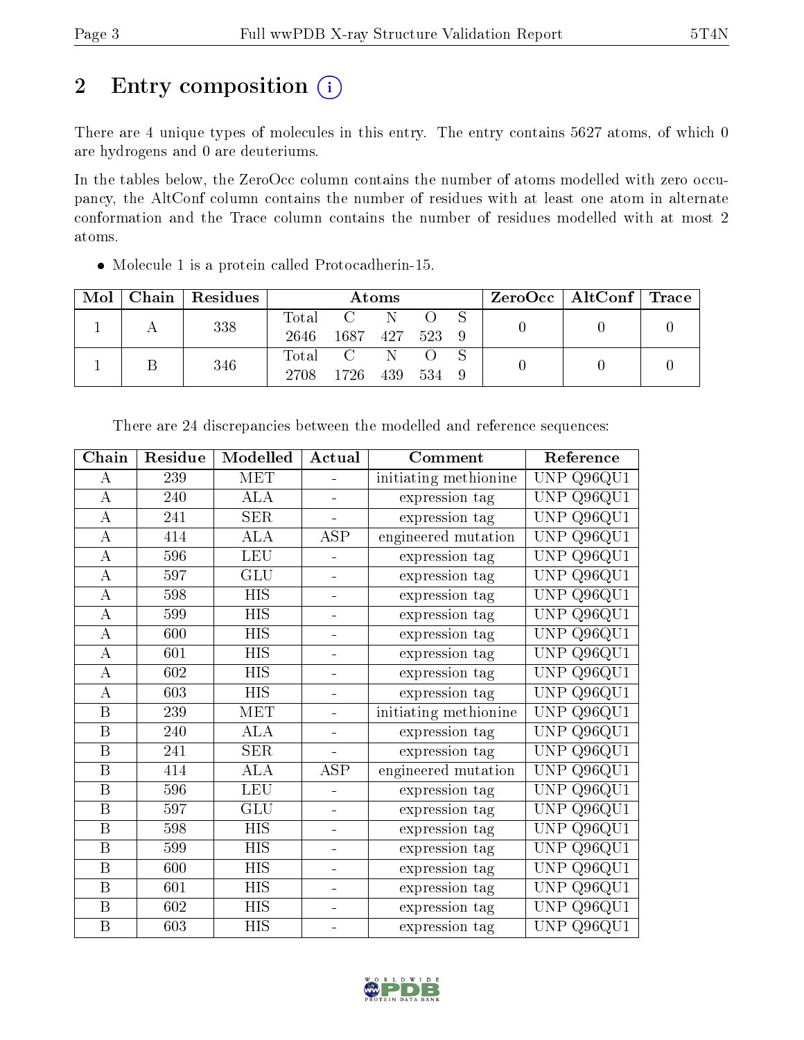# 2 Entry composition

There are 4 unique types of molecules in this entry. The entry contains 5627 atoms, of which 0 are hydrogens and 0 are deuteriums.

In the tables below, the ZeroOcc column contains the number of atoms modelled with zero occupancy, the AltConf column contains the number of residues with at least one atom in alternate conformation and the Trace column contains the number of residues modelled with at most 2 atoms.

- Molecule 1 is a protein called Protocadherin-15.

| Mol | Chain | Residues | Atoms | | | | | ZeroOcc | AltConf | Trace |
|---|---|---|---|---|---|---|---|---|---|---|
| 1 | A | 338 | Total 2646 | C 1687 | N 427 | O 523 | S 9 | 0 | 0 | 0 |
| 1 | B | 346 | Total 2708 | C 1726 | N 439 | O 534 | S 9 | 0 | 0 | 0 |

There are 24 discrepancies between the modelled and reference sequences:

| Chain | Residue | Modelled | Actual | Comment | Reference |
|---|---|---|---|---|---|
| A | 239 | MET | - | initiating methionine | UNP Q96QU1 |
| A | 240 | ALA | - | expression tag | UNP Q96QU1 |
| A | 241 | SER | - | expression tag | UNP Q96QU1 |
| A | 414 | ALA | ASP | engineered mutation | UNP Q96QU1 |
| A | 596 | LEU | - | expression tag | UNP Q96QU1 |
| A | 597 | GLU | - | expression tag | UNP Q96QU1 |
| A | 598 | HIS | - | expression tag | UNP Q96QU1 |
| A | 599 | HIS | - | expression tag | UNP Q96QU1 |
| A | 600 | HIS | - | expression tag | UNP Q96QU1 |
| A | 601 | HIS | - | expression tag | UNP Q96QU1 |
| A | 602 | HIS | - | expression tag | UNP Q96QU1 |
| A | 603 | HIS | - | expression tag | UNP Q96QU1 |
| B | 239 | MET | - | initiating methionine | UNP Q96QU1 |
| B | 240 | ALA | - | expression tag | UNP Q96QU1 |
| B | 241 | SER | - | expression tag | UNP Q96QU1 |
| B | 414 | ALA | ASP | engineered mutation | UNP Q96QU1 |
| B | 596 | LEU | - | expression tag | UNP Q96QU1 |
| B | 597 | GLU | - | expression tag | UNP Q96QU1 |
| B | 598 | HIS | - | expression tag | UNP Q96QU1 |
| B | 599 | HIS | - | expression tag | UNP Q96QU1 |
| B | 600 | HIS | - | expression tag | UNP Q96QU1 |
| B | 601 | HIS | - | expression tag | UNP Q96QU1 |
| B | 602 | HIS | - | expression tag | UNP Q96QU1 |
| B | 603 | HIS | - | expression tag | UNP Q96QU1 |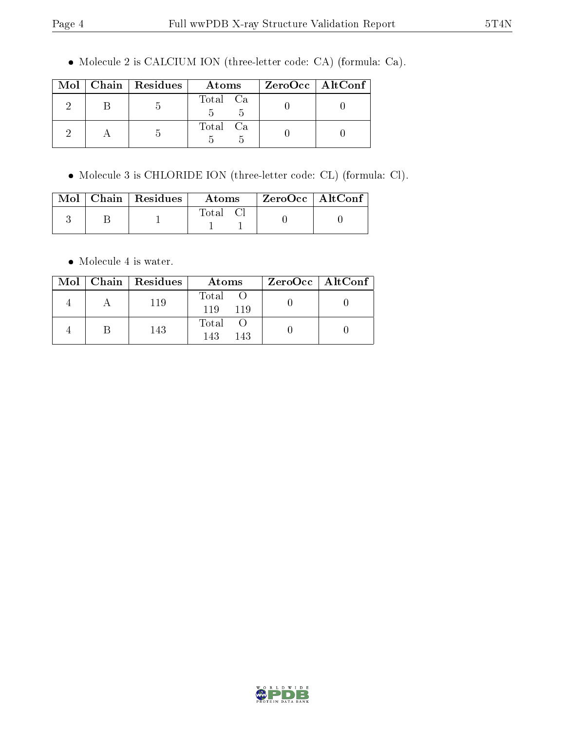- Molecule 2 is CALCIUM ION (three-letter code: CA) (formula: Ca).

| Mol | Chain | Residues | Atoms | ZeroOcc | AltConf |
|---|---|---|---|---|---|
| 2 | B | 5 | Total Ca<br>5 5 | 0 | 0 |
| 2 | A | 5 | Total Ca<br>5 5 | 0 | 0 |

- Molecule 3 is CHLORIDE ION (three-letter code: CL) (formula: Cl).

| Mol | Chain | Residues | Atoms | ZeroOcc | AltConf |
|---|---|---|---|---|---|
| 3 | B | 1 | Total Cl<br>1 1 | 0 | 0 |

- Molecule 4 is water.

| Mol | Chain | Residues | Atoms | ZeroOcc | AltConf |
|---|---|---|---|---|---|
| 4 | A | 119 | Total O<br>119 119 | 0 | 0 |
| 4 | B | 143 | Total O<br>143 143 | 0 | 0 |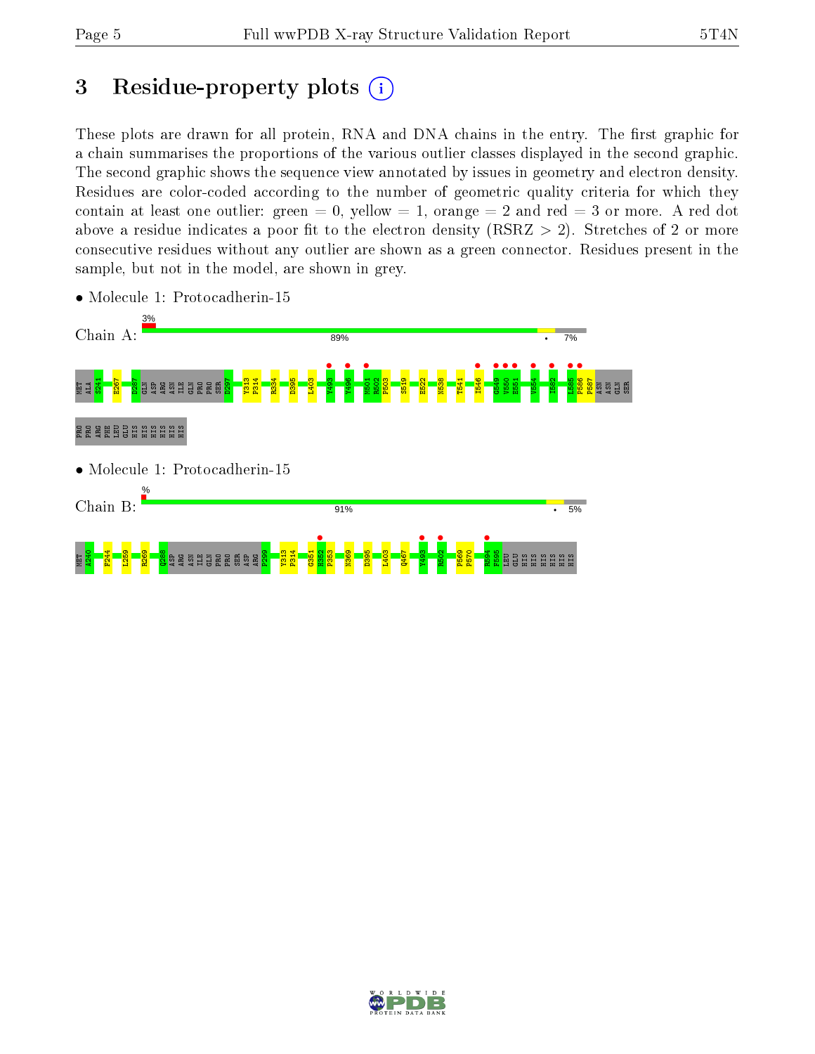# 3 Residue-property plots

These plots are drawn for all protein, RNA and DNA chains in the entry. The first graphic for a chain summarises the proportions of the various outlier classes displayed in the second graphic. The second graphic shows the sequence view annotated by issues in geometry and electron density. Residues are color-coded according to the number of geometric quality criteria for which they contain at least one outlier: green = 0, yellow = 1, orange = 2 and red = 3 or more. A red dot above a residue indicates a poor fit to the electron density (RSRZ > 2). Stretches of 2 or more consecutive residues without any outlier are shown as a green connector. Residues present in the sample, but not in the model, are shown in grey.

- Molecule 1: Protocadherin-15

Chain A: 3% | 89% | • | 7%

MET ALA S241 E267 D287 GLN ASP ARG ASN ILE GLN PRO PRO SER D297 Y313 P314 R334 D395 L403 Y493 Y496 M501 R502 P503 S519 E522 N538 T541 I546 G549 V550 E551 V554 I582 L585 P586 P587 ASN ASN GLN SER PRO PRO ARG PHE LEU GLU HIS HIS HIS HIS HIS HIS

- Molecule 1: Protocadherin-15

Chain B: % | 91% | • | 5%

MET A240 F244 L259 R269 Q288 ASP ARG ASN ILE GLN PRO PRO SER ASP ARG P299 Y313 P314 G351 H352 P353 N369 D395 L403 Q467 Y493 R502 P569 P570 R594 F595 LEU GLU HIS HIS HIS HIS HIS HIS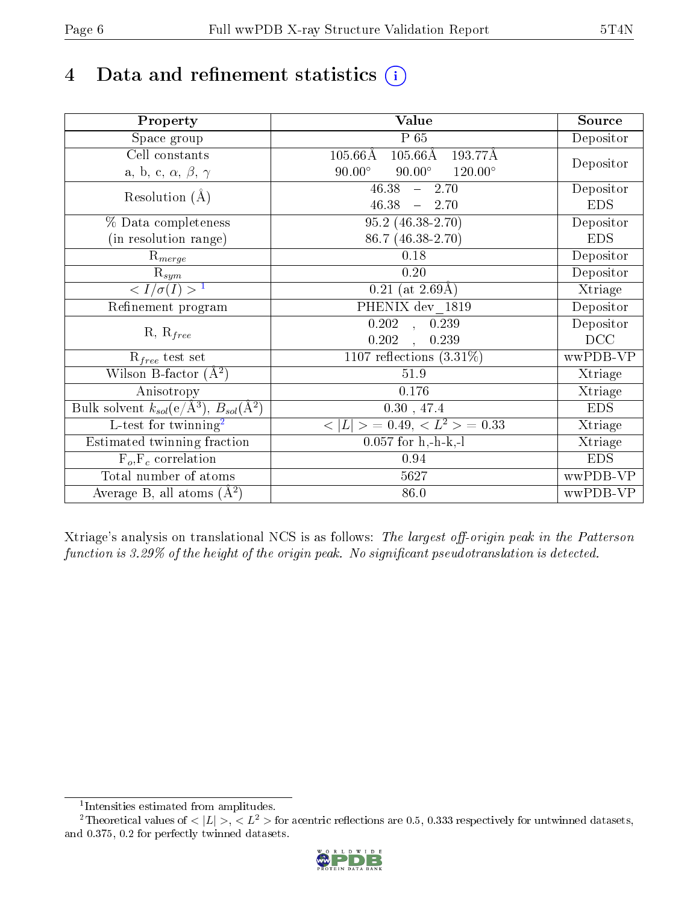# 4 Data and refinement statistics (i)

| Property | Value | Source |
|---|---|---|
| Space group | P 65 | Depositor |
| Cell constants<br>a, b, c, $\alpha$, $\beta$, $\gamma$ | 105.66Å 105.66Å 193.77Å<br>90.00° 90.00° 120.00° | Depositor |
| Resolution (Å) | 46.38 – 2.70<br>46.38 – 2.70 | Depositor<br>EDS |
| % Data completeness<br>(in resolution range) | 95.2 (46.38-2.70)<br>86.7 (46.38-2.70) | Depositor<br>EDS |
| $R_{merge}$ | 0.18 | Depositor |
| $R_{sym}$ | 0.20 | Depositor |
| $< I/\sigma(I) >$ [1] | 0.21 (at 2.69Å) | Xtriage |
| Refinement program | PHENIX dev_1819 | Depositor |
| R, $R_{free}$ | 0.202 , 0.239<br>0.202 , 0.239 | Depositor<br>DCC |
| $R_{free}$ test set | 1107 reflections (3.31%) | wwPDB-VP |
| Wilson B-factor ($Å^2$) | 51.9 | Xtriage |
| Anisotropy | 0.176 | Xtriage |
| Bulk solvent $k_{sol}$(e/$Å^3$), $B_{sol}$($Å^2$) | 0.30 , 47.4 | EDS |
| L-test for twinning[2] | $< \|L\| >$ = 0.49, $< L^2 >$ = 0.33 | Xtriage |
| Estimated twinning fraction | 0.057 for h,-h-k,-l | Xtriage |
| $F_o$,$F_c$ correlation | 0.94 | EDS |
| Total number of atoms | 5627 | wwPDB-VP |
| Average B, all atoms ($Å^2$) | 86.0 | wwPDB-VP |

Xtriage's analysis on translational NCS is as follows: *The largest off-origin peak in the Patterson function is 3.29% of the height of the origin peak. No significant pseudotranslation is detected.*

[1] Intensities estimated from amplitudes.

[2] Theoretical values of $< |L| >$, $< L^2 >$ for acentric reflections are 0.5, 0.333 respectively for untwinned datasets, and 0.375, 0.2 for perfectly twinned datasets.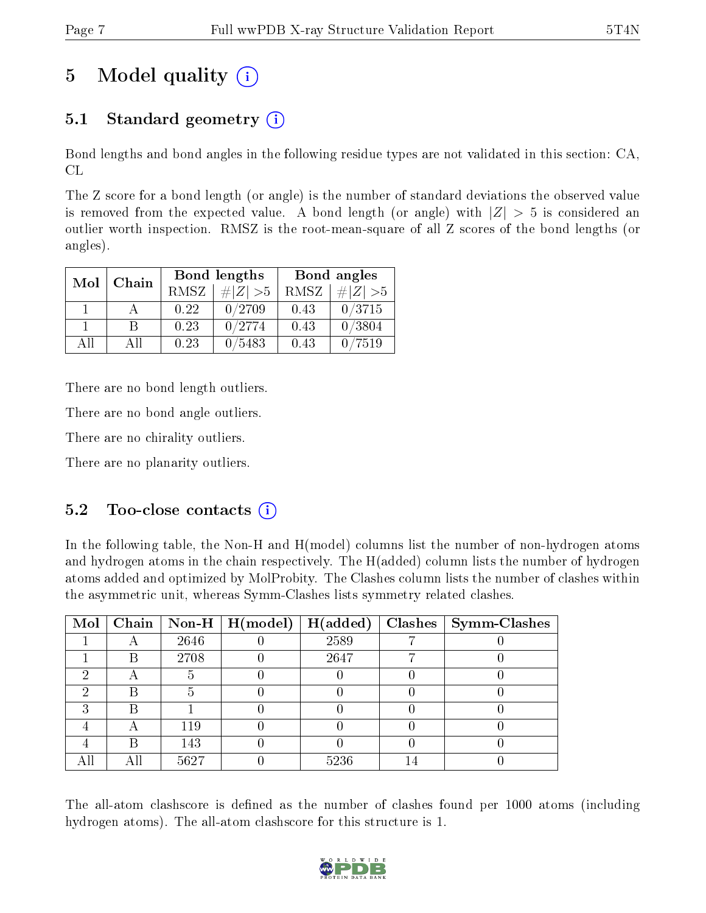# 5 Model quality

## 5.1 Standard geometry

Bond lengths and bond angles in the following residue types are not validated in this section: CA, CL

The Z score for a bond length (or angle) is the number of standard deviations the observed value is removed from the expected value. A bond length (or angle) with $|Z| > 5$ is considered an outlier worth inspection. RMSZ is the root-mean-square of all Z scores of the bond lengths (or angles).

| Mol | Chain | Bond lengths | | Bond angles | |
|---|---|---|---|---|---|
| | | RMSZ | #$\|Z\|$ >5 | RMSZ | #$\|Z\|$ >5 |
| 1 | A | 0.22 | 0/2709 | 0.43 | 0/3715 |
| 1 | B | 0.23 | 0/2774 | 0.43 | 0/3804 |
| All | All | 0.23 | 0/5483 | 0.43 | 0/7519 |

There are no bond length outliers.

There are no bond angle outliers.

There are no chirality outliers.

There are no planarity outliers.

## 5.2 Too-close contacts

In the following table, the Non-H and H(model) columns list the number of non-hydrogen atoms and hydrogen atoms in the chain respectively. The H(added) column lists the number of hydrogen atoms added and optimized by MolProbity. The Clashes column lists the number of clashes within the asymmetric unit, whereas Symm-Clashes lists symmetry related clashes.

| Mol | Chain | Non-H | H(model) | H(added) | Clashes | Symm-Clashes |
|---|---|---|---|---|---|---|
| 1 | A | 2646 | 0 | 2589 | 7 | 0 |
| 1 | B | 2708 | 0 | 2647 | 7 | 0 |
| 2 | A | 5 | 0 | 0 | 0 | 0 |
| 2 | B | 5 | 0 | 0 | 0 | 0 |
| 3 | B | 1 | 0 | 0 | 0 | 0 |
| 4 | A | 119 | 0 | 0 | 0 | 0 |
| 4 | B | 143 | 0 | 0 | 0 | 0 |
| All | All | 5627 | 0 | 5236 | 14 | 0 |

The all-atom clashscore is defined as the number of clashes found per 1000 atoms (including hydrogen atoms). The all-atom clashscore for this structure is 1.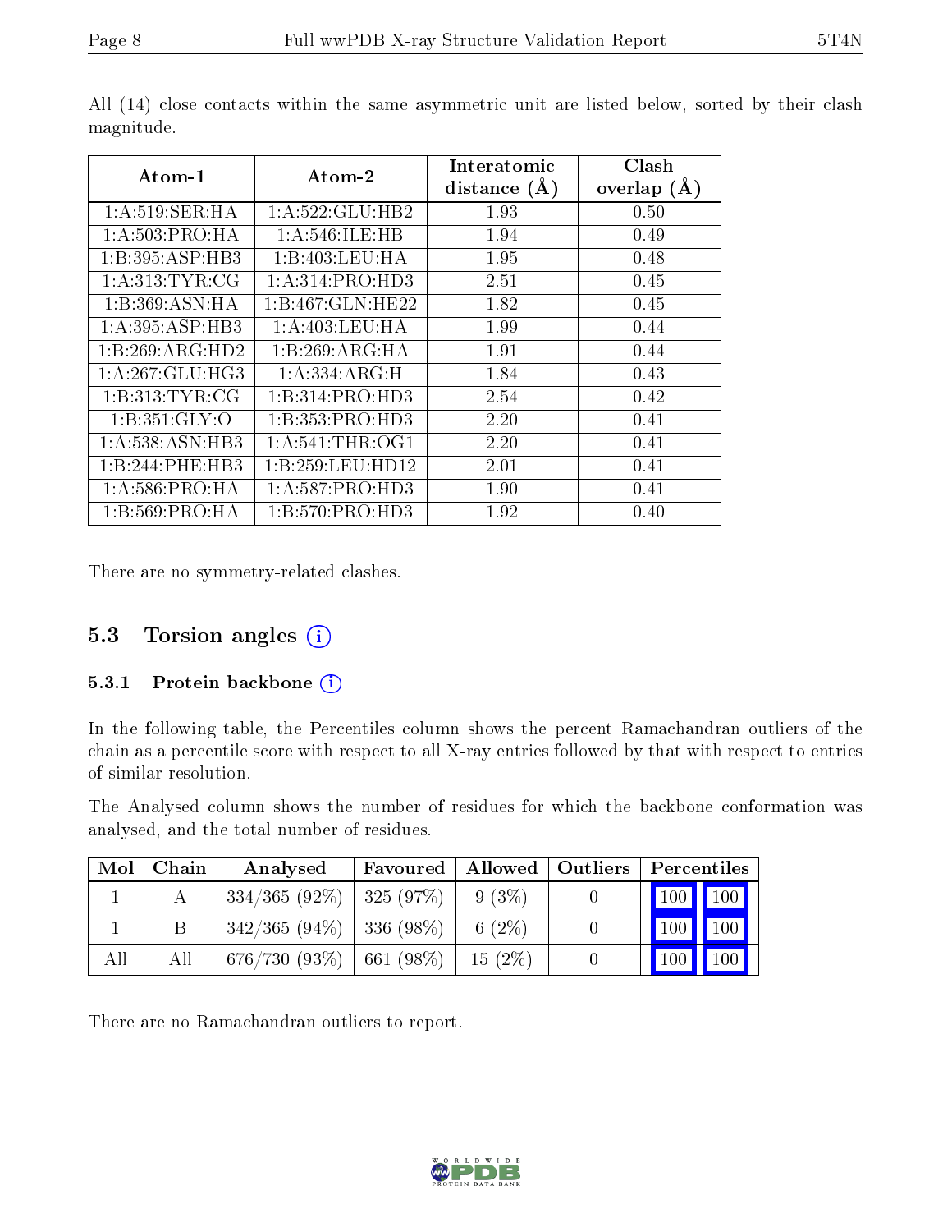All (14) close contacts within the same asymmetric unit are listed below, sorted by their clash magnitude.

| Atom-1 | Atom-2 | Interatomic distance (Å) | Clash overlap (Å) |
|---|---|---|---|
| 1:A:519:SER:HA | 1:A:522:GLU:HB2 | 1.93 | 0.50 |
| 1:A:503:PRO:HA | 1:A:546:ILE:HB | 1.94 | 0.49 |
| 1:B:395:ASP:HB3 | 1:B:403:LEU:HA | 1.95 | 0.48 |
| 1:A:313:TYR:CG | 1:A:314:PRO:HD3 | 2.51 | 0.45 |
| 1:B:369:ASN:HA | 1:B:467:GLN:HE22 | 1.82 | 0.45 |
| 1:A:395:ASP:HB3 | 1:A:403:LEU:HA | 1.99 | 0.44 |
| 1:B:269:ARG:HD2 | 1:B:269:ARG:HA | 1.91 | 0.44 |
| 1:A:267:GLU:HG3 | 1:A:334:ARG:H | 1.84 | 0.43 |
| 1:B:313:TYR:CG | 1:B:314:PRO:HD3 | 2.54 | 0.42 |
| 1:B:351:GLY:O | 1:B:353:PRO:HD3 | 2.20 | 0.41 |
| 1:A:538:ASN:HB3 | 1:A:541:THR:OG1 | 2.20 | 0.41 |
| 1:B:244:PHE:HB3 | 1:B:259:LEU:HD12 | 2.01 | 0.41 |
| 1:A:586:PRO:HA | 1:A:587:PRO:HD3 | 1.90 | 0.41 |
| 1:B:569:PRO:HA | 1:B:570:PRO:HD3 | 1.92 | 0.40 |

There are no symmetry-related clashes.

## 5.3 Torsion angles

### 5.3.1 Protein backbone

In the following table, the Percentiles column shows the percent Ramachandran outliers of the chain as a percentile score with respect to all X-ray entries followed by that with respect to entries of similar resolution.

The Analysed column shows the number of residues for which the backbone conformation was analysed, and the total number of residues.

| Mol | Chain | Analysed | Favoured | Allowed | Outliers | Percentiles | |
|---|---|---|---|---|---|---|---|
| 1 | A | 334/365 (92%) | 325 (97%) | 9 (3%) | 0 | 100 | 100 |
| 1 | B | 342/365 (94%) | 336 (98%) | 6 (2%) | 0 | 100 | 100 |
| All | All | 676/730 (93%) | 661 (98%) | 15 (2%) | 0 | 100 | 100 |

There are no Ramachandran outliers to report.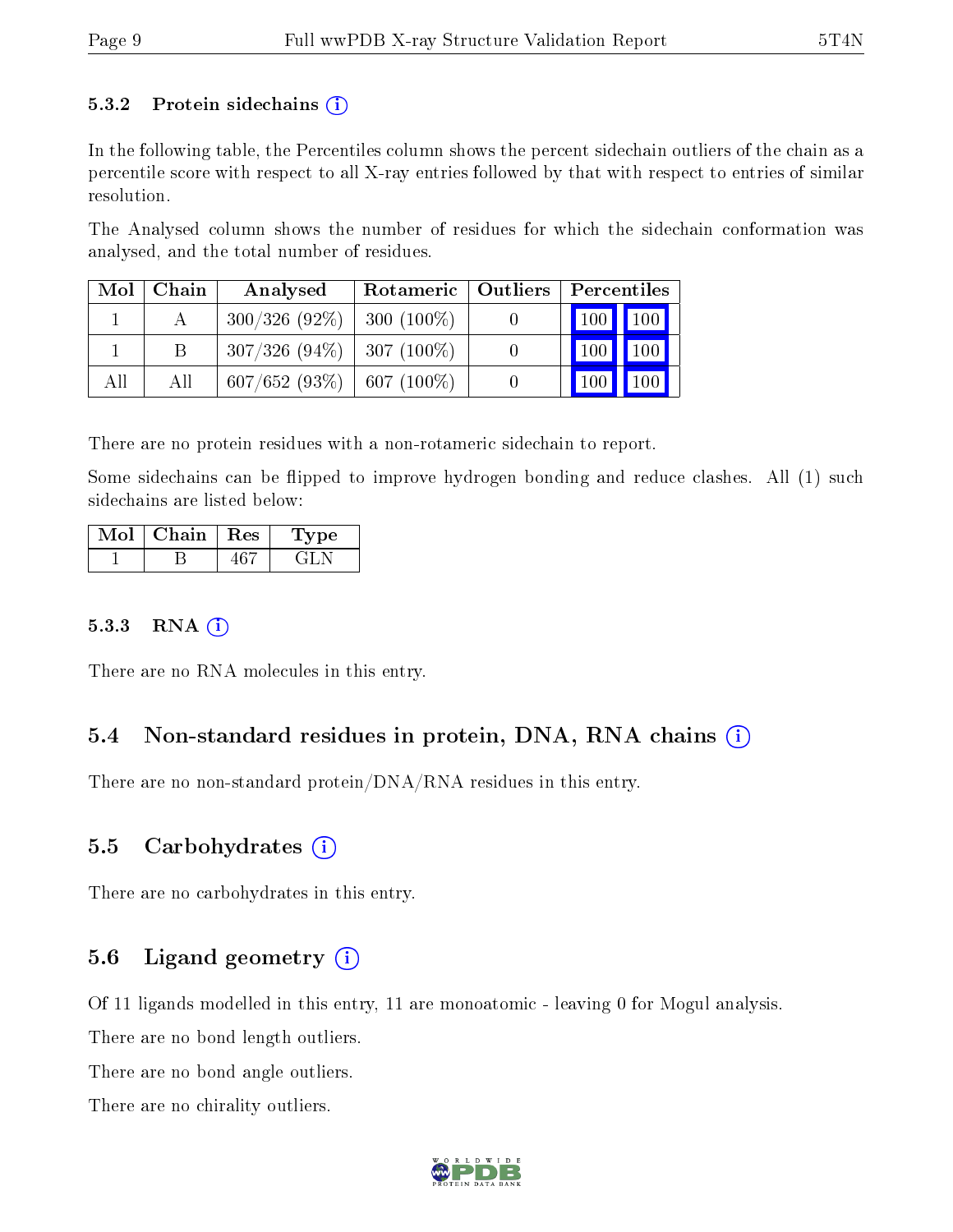### 5.3.2 Protein sidechains (i)

In the following table, the Percentiles column shows the percent sidechain outliers of the chain as a percentile score with respect to all X-ray entries followed by that with respect to entries of similar resolution.

The Analysed column shows the number of residues for which the sidechain conformation was analysed, and the total number of residues.

| Mol | Chain | Analysed | Rotameric | Outliers | Percentiles | |
|---|---|---|---|---|---|---|
| 1 | A | 300/326 (92%) | 300 (100%) | 0 | 100 | 100 |
| 1 | B | 307/326 (94%) | 307 (100%) | 0 | 100 | 100 |
| All | All | 607/652 (93%) | 607 (100%) | 0 | 100 | 100 |

There are no protein residues with a non-rotameric sidechain to report.

Some sidechains can be flipped to improve hydrogen bonding and reduce clashes. All (1) such sidechains are listed below:

| Mol | Chain | Res | Type |
|---|---|---|---|
| 1 | B | 467 | GLN |

### 5.3.3 RNA (i)

There are no RNA molecules in this entry.

## 5.4 Non-standard residues in protein, DNA, RNA chains (i)

There are no non-standard protein/DNA/RNA residues in this entry.

## 5.5 Carbohydrates (i)

There are no carbohydrates in this entry.

## 5.6 Ligand geometry (i)

Of 11 ligands modelled in this entry, 11 are monoatomic - leaving 0 for Mogul analysis.

There are no bond length outliers.

There are no bond angle outliers.

There are no chirality outliers.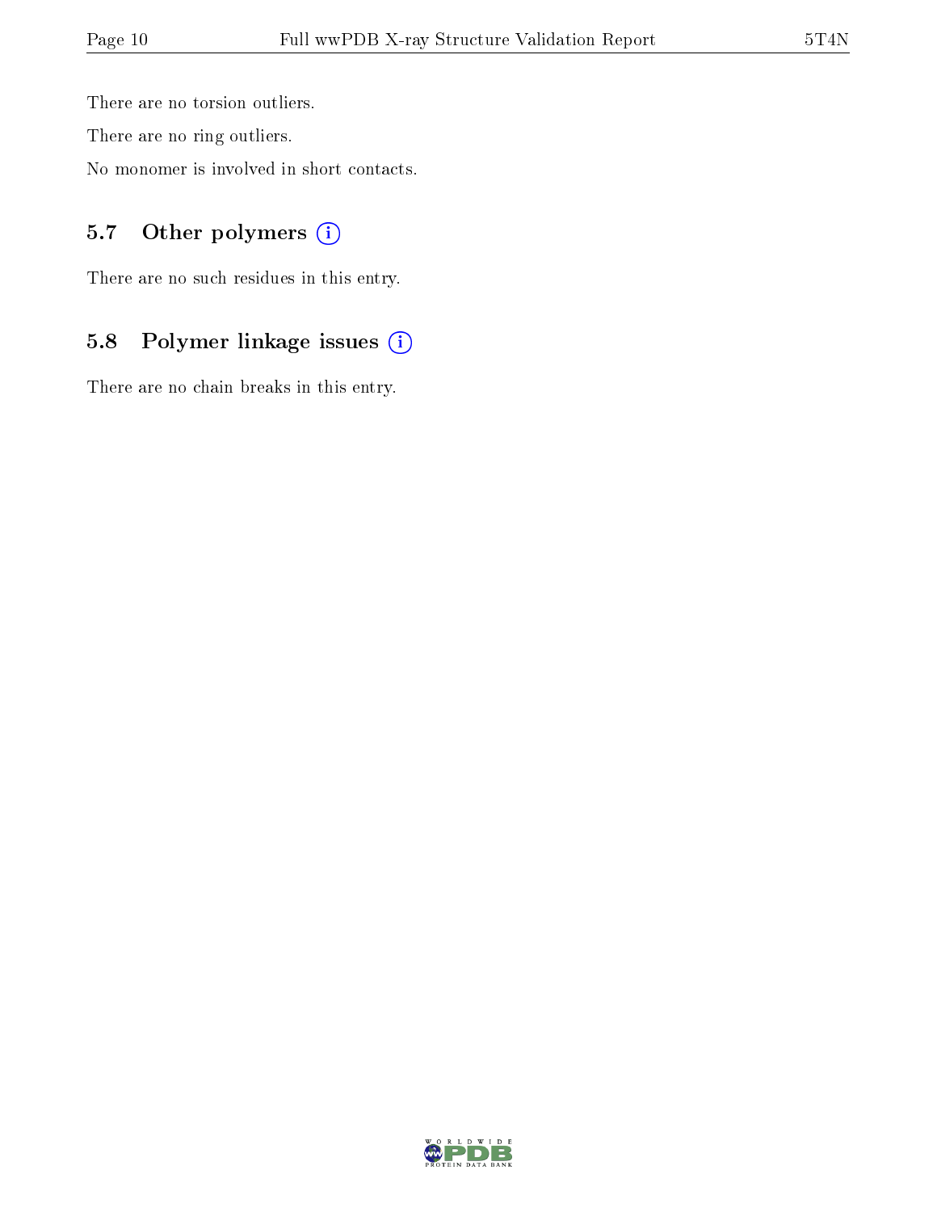There are no torsion outliers.

There are no ring outliers.

No monomer is involved in short contacts.

### 5.7 Other polymers (i)

There are no such residues in this entry.

### 5.8 Polymer linkage issues (i)

There are no chain breaks in this entry.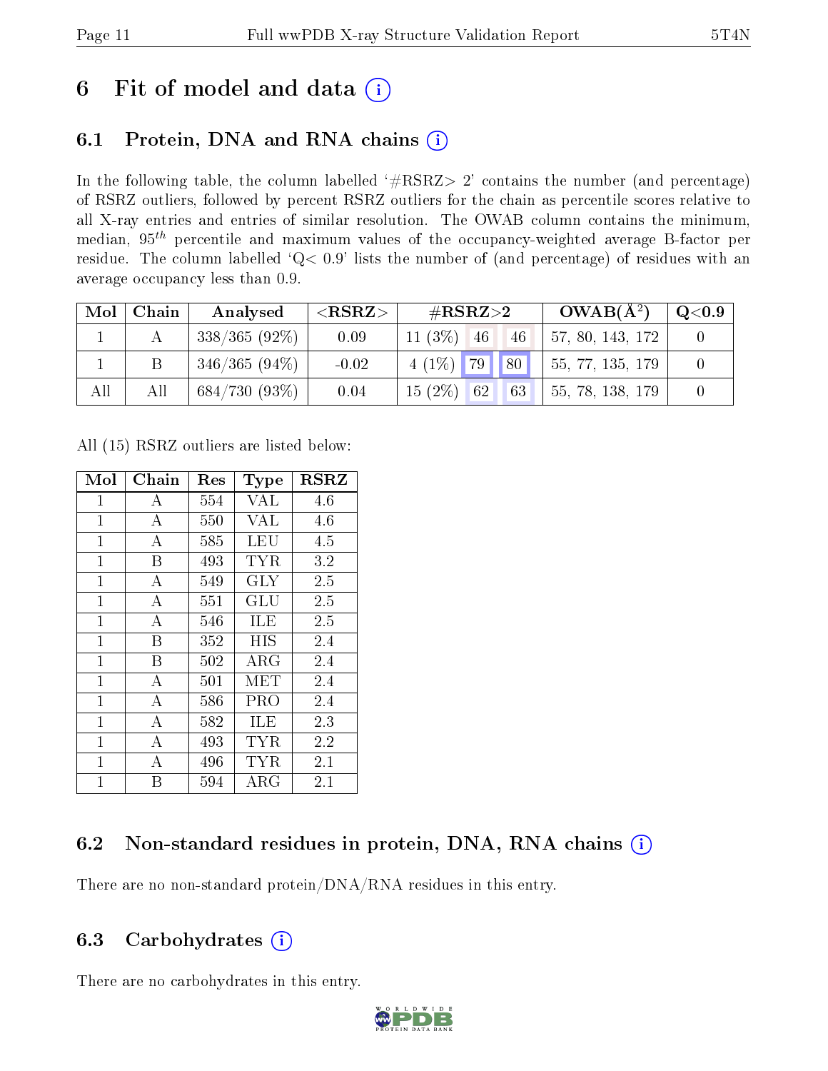# 6 Fit of model and data ⓘ

## 6.1 Protein, DNA and RNA chains ⓘ

In the following table, the column labelled '#RSRZ> 2' contains the number (and percentage) of RSRZ outliers, followed by percent RSRZ outliers for the chain as percentile scores relative to all X-ray entries and entries of similar resolution. The OWAB column contains the minimum, median, $95^{th}$ percentile and maximum values of the occupancy-weighted average B-factor per residue. The column labelled 'Q< 0.9' lists the number of (and percentage) of residues with an average occupancy less than 0.9.

| Mol | Chain | Analysed | <RSRZ> | #RSRZ>2 | | | OWAB(Å$^2$) | Q<0.9 |
|---|---|---|---|---|---|---|---|---|
| 1 | A | 338/365 (92%) | 0.09 | 11 (3%) | 46 | 46 | 57, 80, 143, 172 | 0 |
| 1 | B | 346/365 (94%) | -0.02 | 4 (1%) | 79 | 80 | 55, 77, 135, 179 | 0 |
| All | All | 684/730 (93%) | 0.04 | 15 (2%) | 62 | 63 | 55, 78, 138, 179 | 0 |

All (15) RSRZ outliers are listed below:

| Mol | Chain | Res | Type | RSRZ |
|---|---|---|---|---|
| 1 | A | 554 | VAL | 4.6 |
| 1 | A | 550 | VAL | 4.6 |
| 1 | A | 585 | LEU | 4.5 |
| 1 | B | 493 | TYR | 3.2 |
| 1 | A | 549 | GLY | 2.5 |
| 1 | A | 551 | GLU | 2.5 |
| 1 | A | 546 | ILE | 2.5 |
| 1 | B | 352 | HIS | 2.4 |
| 1 | B | 502 | ARG | 2.4 |
| 1 | A | 501 | MET | 2.4 |
| 1 | A | 586 | PRO | 2.4 |
| 1 | A | 582 | ILE | 2.3 |
| 1 | A | 493 | TYR | 2.2 |
| 1 | A | 496 | TYR | 2.1 |
| 1 | B | 594 | ARG | 2.1 |

## 6.2 Non-standard residues in protein, DNA, RNA chains ⓘ

There are no non-standard protein/DNA/RNA residues in this entry.

## 6.3 Carbohydrates ⓘ

There are no carbohydrates in this entry.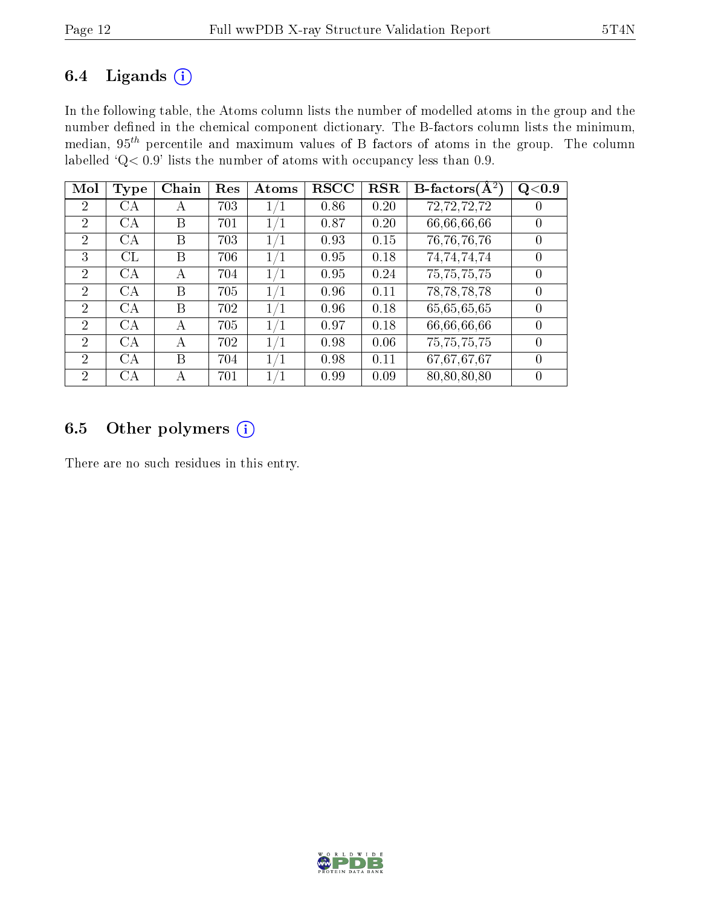## 6.4 Ligands (i)

In the following table, the Atoms column lists the number of modelled atoms in the group and the number defined in the chemical component dictionary. The B-factors column lists the minimum, median, $95^{th}$ percentile and maximum values of B factors of atoms in the group. The column labelled 'Q< 0.9' lists the number of atoms with occupancy less than 0.9.

| Mol | Type | Chain | Res | Atoms | RSCC | RSR | B-factors($Å^2$) | Q<0.9 |
|---|---|---|---|---|---|---|---|---|
| 2 | CA | A | 703 | 1/1 | 0.86 | 0.20 | 72,72,72,72 | 0 |
| 2 | CA | B | 701 | 1/1 | 0.87 | 0.20 | 66,66,66,66 | 0 |
| 2 | CA | B | 703 | 1/1 | 0.93 | 0.15 | 76,76,76,76 | 0 |
| 3 | CL | B | 706 | 1/1 | 0.95 | 0.18 | 74,74,74,74 | 0 |
| 2 | CA | A | 704 | 1/1 | 0.95 | 0.24 | 75,75,75,75 | 0 |
| 2 | CA | B | 705 | 1/1 | 0.96 | 0.11 | 78,78,78,78 | 0 |
| 2 | CA | B | 702 | 1/1 | 0.96 | 0.18 | 65,65,65,65 | 0 |
| 2 | CA | A | 705 | 1/1 | 0.97 | 0.18 | 66,66,66,66 | 0 |
| 2 | CA | A | 702 | 1/1 | 0.98 | 0.06 | 75,75,75,75 | 0 |
| 2 | CA | B | 704 | 1/1 | 0.98 | 0.11 | 67,67,67,67 | 0 |
| 2 | CA | A | 701 | 1/1 | 0.99 | 0.09 | 80,80,80,80 | 0 |

## 6.5 Other polymers (i)

There are no such residues in this entry.